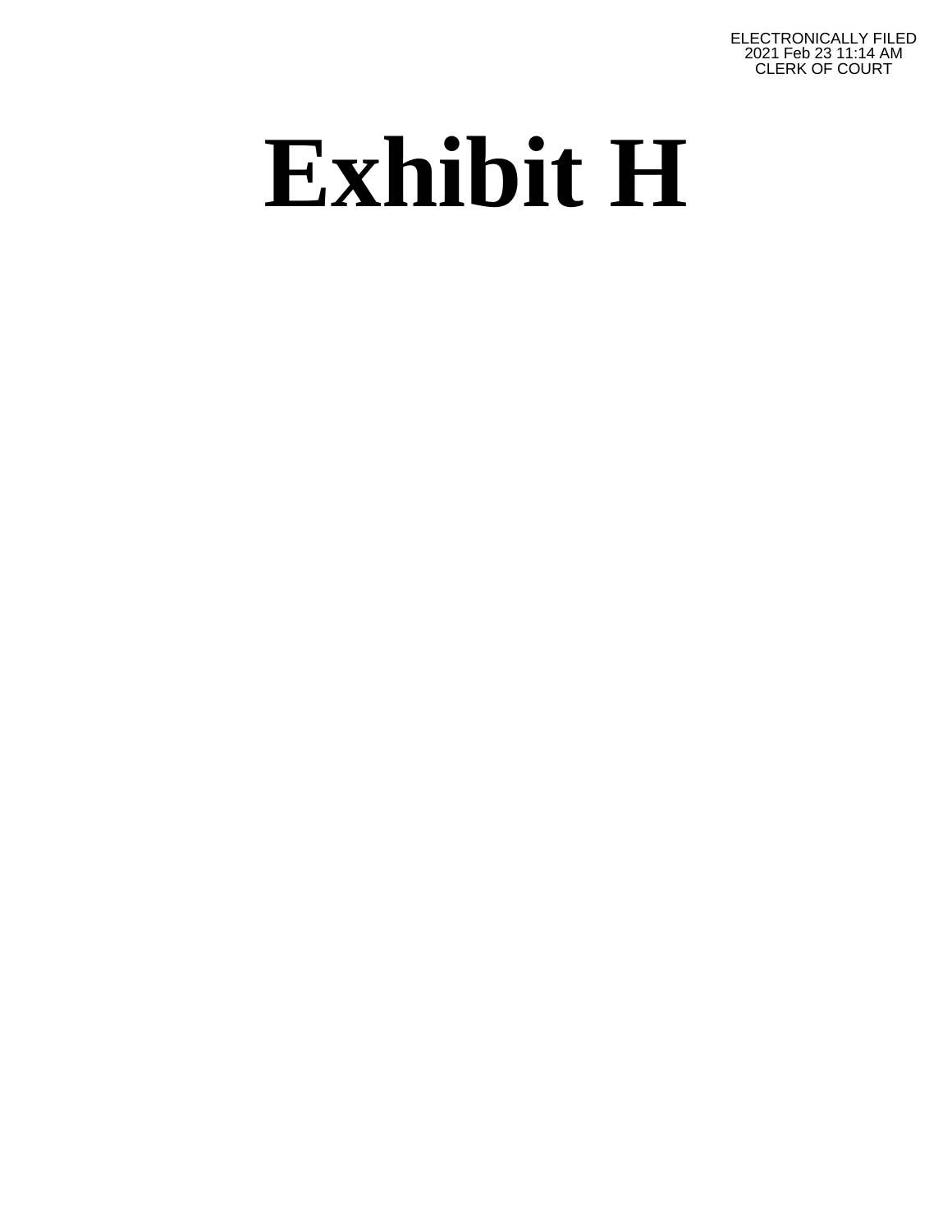ELECTRONICALLY FILED
2021 Feb 23 11:14 AM
CLERK OF COURT

# Exhibit H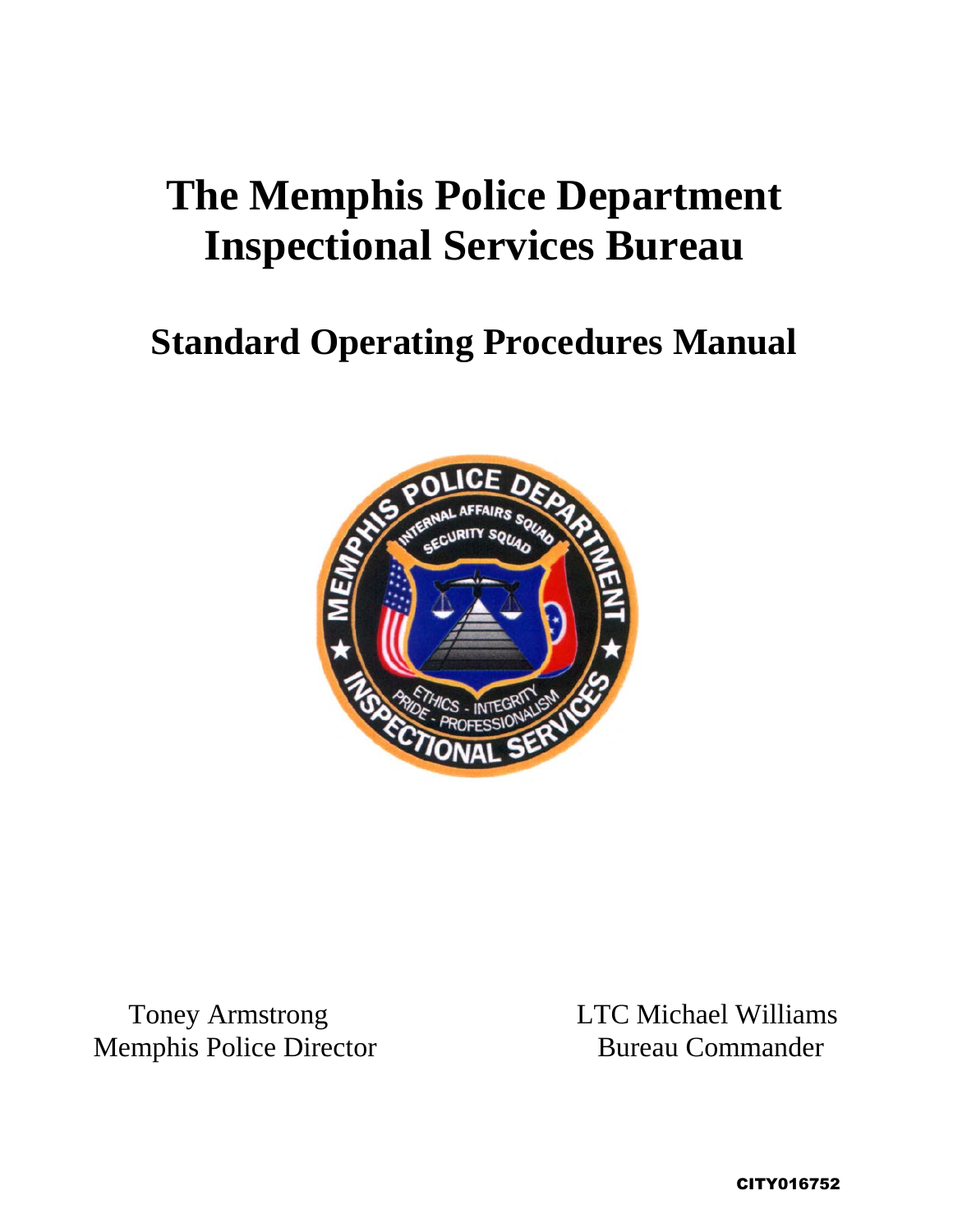# The Memphis Police Department Inspectional Services Bureau

## Standard Operating Procedures Manual

Toney Armstrong
Memphis Police Director

LTC Michael Williams
Bureau Commander

CITY016752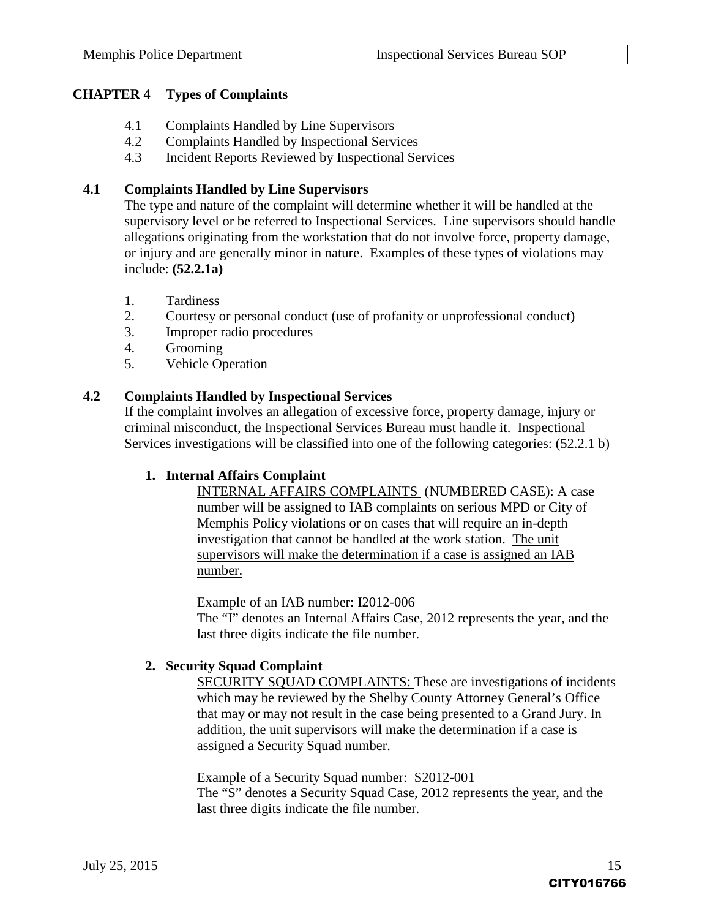## CHAPTER 4 Types of Complaints

4.1 Complaints Handled by Line Supervisors
4.2 Complaints Handled by Inspectional Services
4.3 Incident Reports Reviewed by Inspectional Services

### 4.1 Complaints Handled by Line Supervisors

The type and nature of the complaint will determine whether it will be handled at the supervisory level or be referred to Inspectional Services. Line supervisors should handle allegations originating from the workstation that do not involve force, property damage, or injury and are generally minor in nature. Examples of these types of violations may include: **(52.2.1a)**

1. Tardiness
2. Courtesy or personal conduct (use of profanity or unprofessional conduct)
3. Improper radio procedures
4. Grooming
5. Vehicle Operation

### 4.2 Complaints Handled by Inspectional Services

If the complaint involves an allegation of excessive force, property damage, injury or criminal misconduct, the Inspectional Services Bureau must handle it. Inspectional Services investigations will be classified into one of the following categories: (52.2.1 b)

**1. Internal Affairs Complaint**

<u>INTERNAL AFFAIRS COMPLAINTS</u> (NUMBERED CASE): A case number will be assigned to IAB complaints on serious MPD or City of Memphis Policy violations or on cases that will require an in-depth investigation that cannot be handled at the work station. <u>The unit supervisors will make the determination if a case is assigned an IAB number.</u>

Example of an IAB number: I2012-006
The "I" denotes an Internal Affairs Case, 2012 represents the year, and the last three digits indicate the file number.

**2. Security Squad Complaint**

<u>SECURITY SQUAD COMPLAINTS:</u> These are investigations of incidents which may be reviewed by the Shelby County Attorney General's Office that may or may not result in the case being presented to a Grand Jury. In addition, <u>the unit supervisors will make the determination if a case is assigned a Security Squad number.</u>

Example of a Security Squad number: S2012-001
The "S" denotes a Security Squad Case, 2012 represents the year, and the last three digits indicate the file number.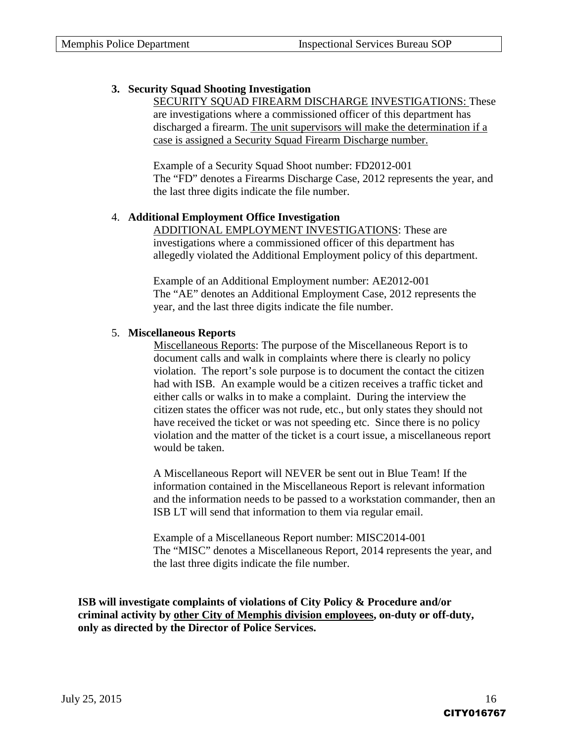**3. Security Squad Shooting Investigation**

SECURITY SQUAD FIREARM DISCHARGE INVESTIGATIONS: These are investigations where a commissioned officer of this department has discharged a firearm. The unit supervisors will make the determination if a case is assigned a Security Squad Firearm Discharge number.

Example of a Security Squad Shoot number: FD2012-001
The "FD" denotes a Firearms Discharge Case, 2012 represents the year, and the last three digits indicate the file number.

4. **Additional Employment Office Investigation**

ADDITIONAL EMPLOYMENT INVESTIGATIONS: These are investigations where a commissioned officer of this department has allegedly violated the Additional Employment policy of this department.

Example of an Additional Employment number: AE2012-001
The "AE" denotes an Additional Employment Case, 2012 represents the year, and the last three digits indicate the file number.

5. **Miscellaneous Reports**

Miscellaneous Reports: The purpose of the Miscellaneous Report is to document calls and walk in complaints where there is clearly no policy violation. The report's sole purpose is to document the contact the citizen had with ISB. An example would be a citizen receives a traffic ticket and either calls or walks in to make a complaint. During the interview the citizen states the officer was not rude, etc., but only states they should not have received the ticket or was not speeding etc. Since there is no policy violation and the matter of the ticket is a court issue, a miscellaneous report would be taken.

A Miscellaneous Report will NEVER be sent out in Blue Team! If the information contained in the Miscellaneous Report is relevant information and the information needs to be passed to a workstation commander, then an ISB LT will send that information to them via regular email.

Example of a Miscellaneous Report number: MISC2014-001
The "MISC" denotes a Miscellaneous Report, 2014 represents the year, and the last three digits indicate the file number.

**ISB will investigate complaints of violations of City Policy & Procedure and/or criminal activity by other City of Memphis division employees, on-duty or off-duty, only as directed by the Director of Police Services.**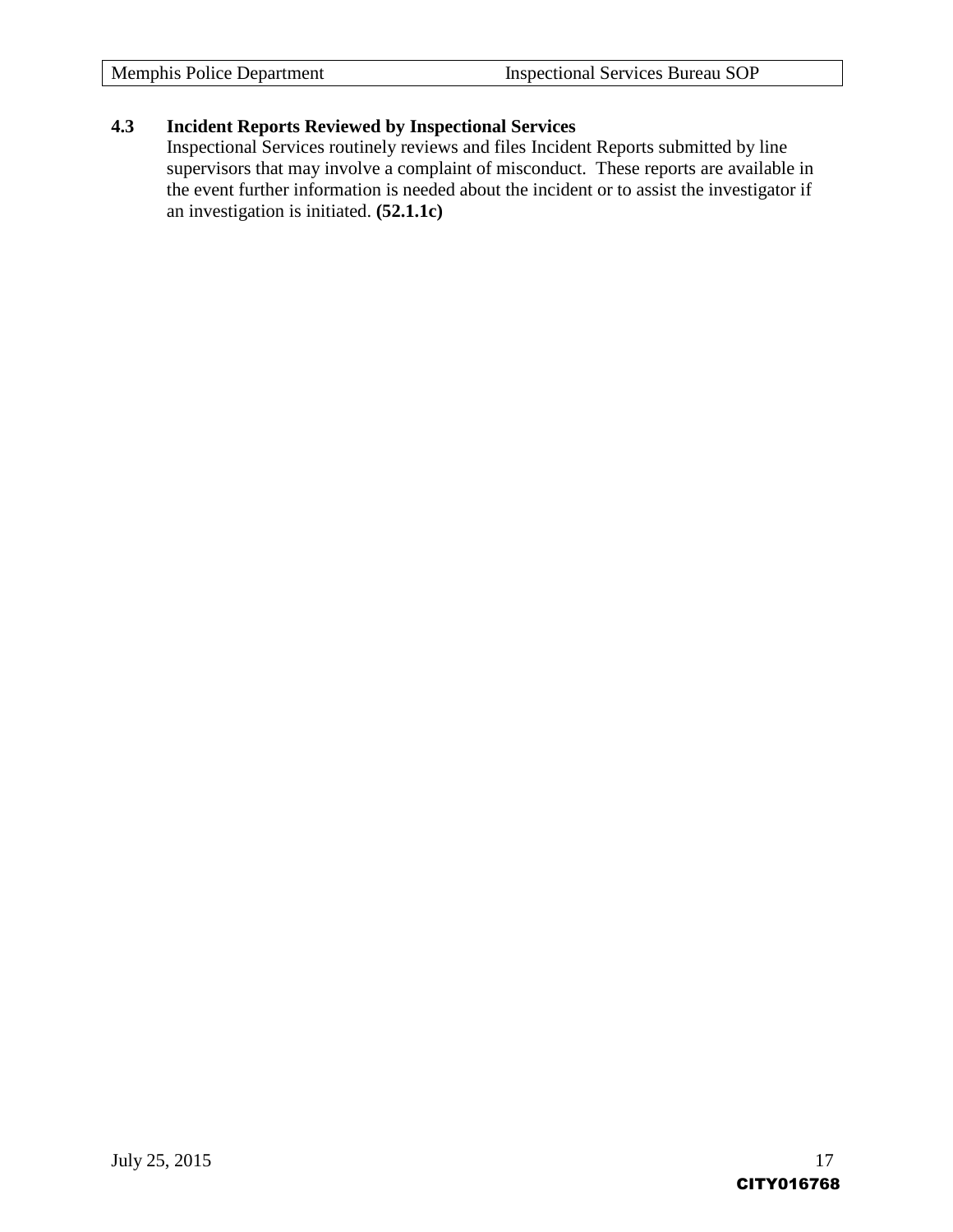### 4.3 Incident Reports Reviewed by Inspectional Services

Inspectional Services routinely reviews and files Incident Reports submitted by line supervisors that may involve a complaint of misconduct. These reports are available in the event further information is needed about the incident or to assist the investigator if an investigation is initiated. **(52.1.1c)**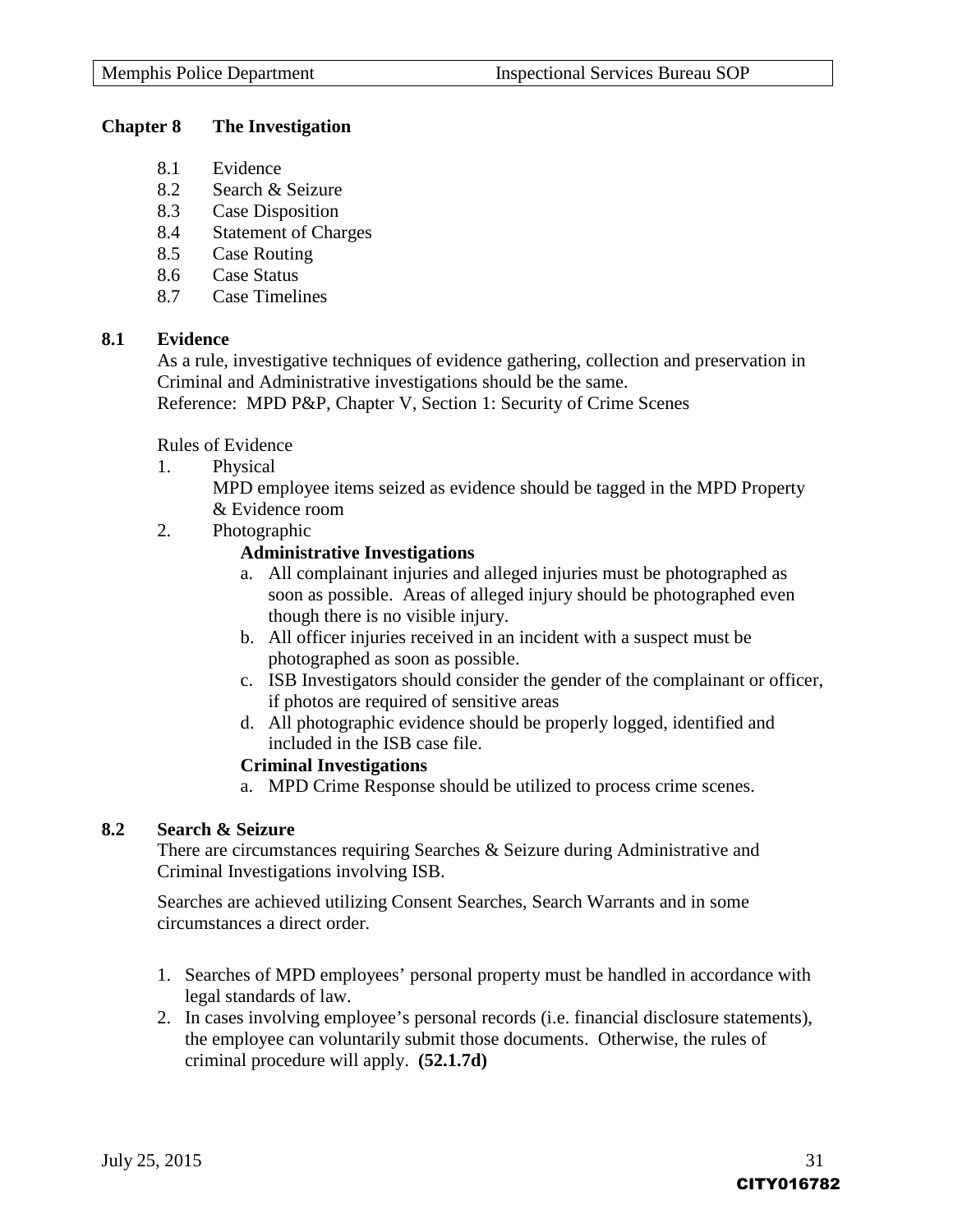## Chapter 8 The Investigation

- 8.1 Evidence
- 8.2 Search & Seizure
- 8.3 Case Disposition
- 8.4 Statement of Charges
- 8.5 Case Routing
- 8.6 Case Status
- 8.7 Case Timelines

### 8.1 Evidence

As a rule, investigative techniques of evidence gathering, collection and preservation in Criminal and Administrative investigations should be the same.
Reference: MPD P&P, Chapter V, Section 1: Security of Crime Scenes

Rules of Evidence

1. Physical
   MPD employee items seized as evidence should be tagged in the MPD Property & Evidence room
2. Photographic

   **Administrative Investigations**

   a. All complainant injuries and alleged injuries must be photographed as soon as possible. Areas of alleged injury should be photographed even though there is no visible injury.
   b. All officer injuries received in an incident with a suspect must be photographed as soon as possible.
   c. ISB Investigators should consider the gender of the complainant or officer, if photos are required of sensitive areas
   d. All photographic evidence should be properly logged, identified and included in the ISB case file.

   **Criminal Investigations**

   a. MPD Crime Response should be utilized to process crime scenes.

### 8.2 Search & Seizure

There are circumstances requiring Searches & Seizure during Administrative and Criminal Investigations involving ISB.

Searches are achieved utilizing Consent Searches, Search Warrants and in some circumstances a direct order.

1. Searches of MPD employees' personal property must be handled in accordance with legal standards of law.
2. In cases involving employee's personal records (i.e. financial disclosure statements), the employee can voluntarily submit those documents. Otherwise, the rules of criminal procedure will apply. **(52.1.7d)**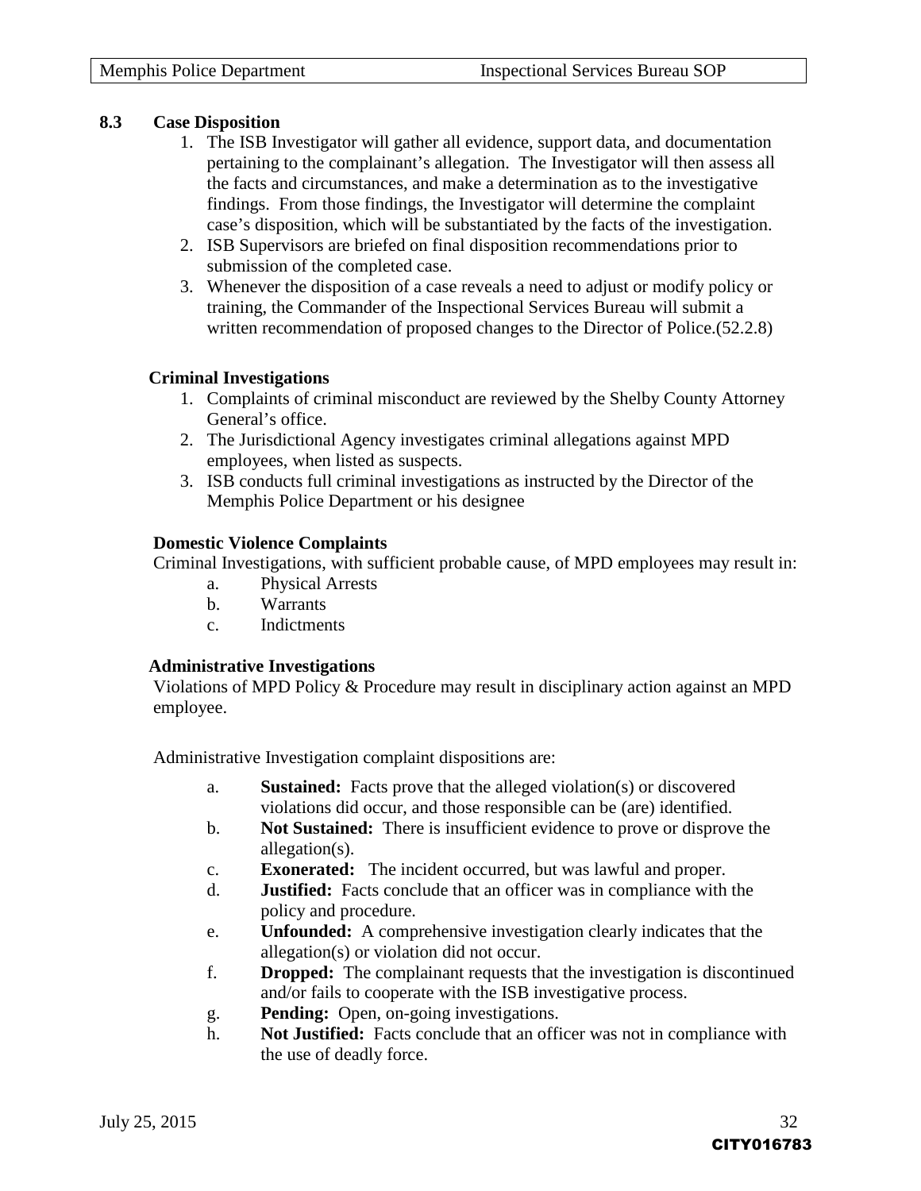### 8.3 Case Disposition

1. The ISB Investigator will gather all evidence, support data, and documentation pertaining to the complainant's allegation. The Investigator will then assess all the facts and circumstances, and make a determination as to the investigative findings. From those findings, the Investigator will determine the complaint case's disposition, which will be substantiated by the facts of the investigation.
2. ISB Supervisors are briefed on final disposition recommendations prior to submission of the completed case.
3. Whenever the disposition of a case reveals a need to adjust or modify policy or training, the Commander of the Inspectional Services Bureau will submit a written recommendation of proposed changes to the Director of Police.(52.2.8)

**Criminal Investigations**

1. Complaints of criminal misconduct are reviewed by the Shelby County Attorney General's office.
2. The Jurisdictional Agency investigates criminal allegations against MPD employees, when listed as suspects.
3. ISB conducts full criminal investigations as instructed by the Director of the Memphis Police Department or his designee

**Domestic Violence Complaints**

Criminal Investigations, with sufficient probable cause, of MPD employees may result in:

a. Physical Arrests
b. Warrants
c. Indictments

**Administrative Investigations**

Violations of MPD Policy & Procedure may result in disciplinary action against an MPD employee.

Administrative Investigation complaint dispositions are:

a. **Sustained:** Facts prove that the alleged violation(s) or discovered violations did occur, and those responsible can be (are) identified.
b. **Not Sustained:** There is insufficient evidence to prove or disprove the allegation(s).
c. **Exonerated:** The incident occurred, but was lawful and proper.
d. **Justified:** Facts conclude that an officer was in compliance with the policy and procedure.
e. **Unfounded:** A comprehensive investigation clearly indicates that the allegation(s) or violation did not occur.
f. **Dropped:** The complainant requests that the investigation is discontinued and/or fails to cooperate with the ISB investigative process.
g. **Pending:** Open, on-going investigations.
h. **Not Justified:** Facts conclude that an officer was not in compliance with the use of deadly force.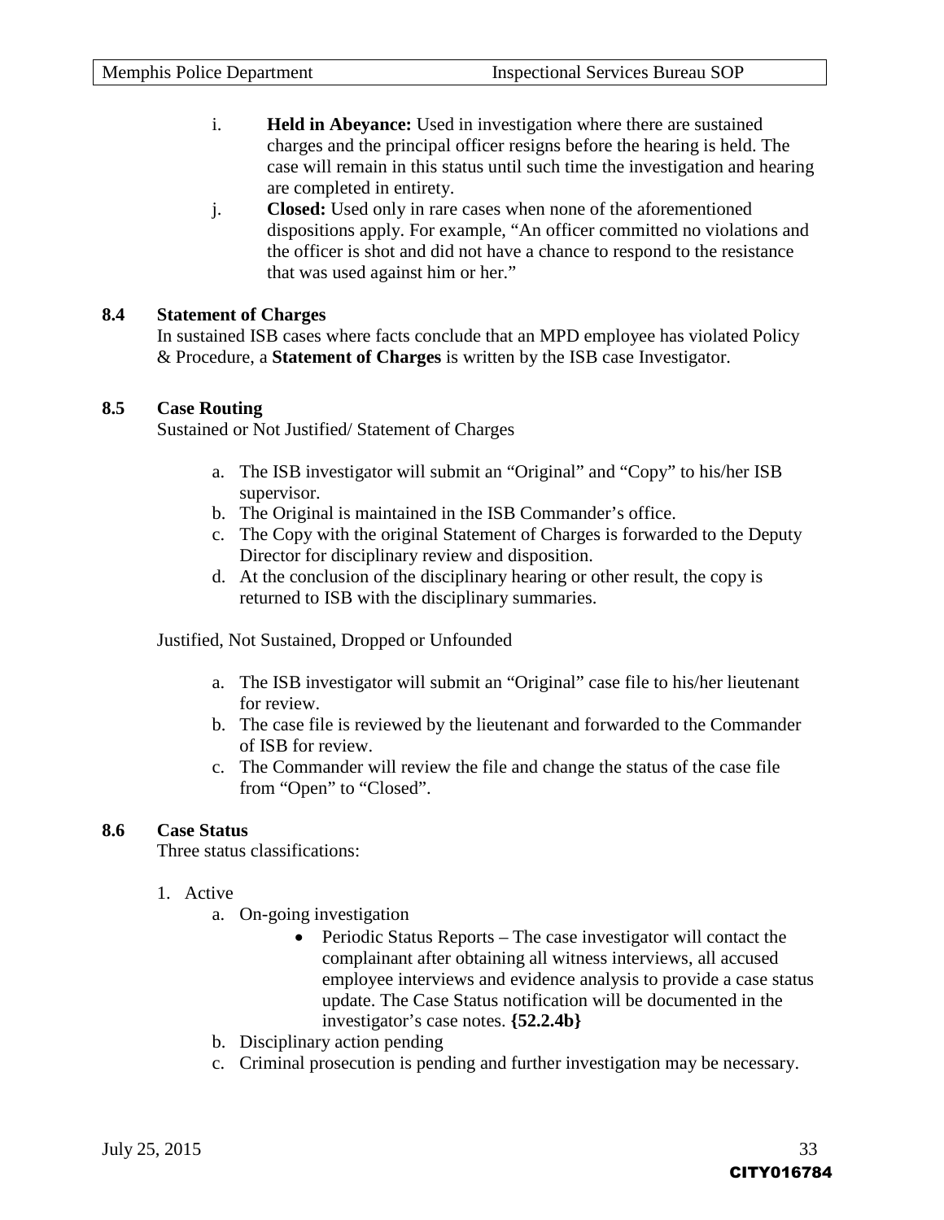i. **Held in Abeyance:** Used in investigation where there are sustained charges and the principal officer resigns before the hearing is held. The case will remain in this status until such time the investigation and hearing are completed in entirety.

j. **Closed:** Used only in rare cases when none of the aforementioned dispositions apply. For example, "An officer committed no violations and the officer is shot and did not have a chance to respond to the resistance that was used against him or her."

### 8.4 Statement of Charges

In sustained ISB cases where facts conclude that an MPD employee has violated Policy & Procedure, a **Statement of Charges** is written by the ISB case Investigator.

### 8.5 Case Routing

Sustained or Not Justified/ Statement of Charges

a. The ISB investigator will submit an "Original" and "Copy" to his/her ISB supervisor.
b. The Original is maintained in the ISB Commander's office.
c. The Copy with the original Statement of Charges is forwarded to the Deputy Director for disciplinary review and disposition.
d. At the conclusion of the disciplinary hearing or other result, the copy is returned to ISB with the disciplinary summaries.

Justified, Not Sustained, Dropped or Unfounded

a. The ISB investigator will submit an "Original" case file to his/her lieutenant for review.
b. The case file is reviewed by the lieutenant and forwarded to the Commander of ISB for review.
c. The Commander will review the file and change the status of the case file from "Open" to "Closed".

### 8.6 Case Status

Three status classifications:

1. Active
   a. On-going investigation
      - Periodic Status Reports – The case investigator will contact the complainant after obtaining all witness interviews, all accused employee interviews and evidence analysis to provide a case status update. The Case Status notification will be documented in the investigator's case notes. **{52.2.4b}**
   b. Disciplinary action pending
   c. Criminal prosecution is pending and further investigation may be necessary.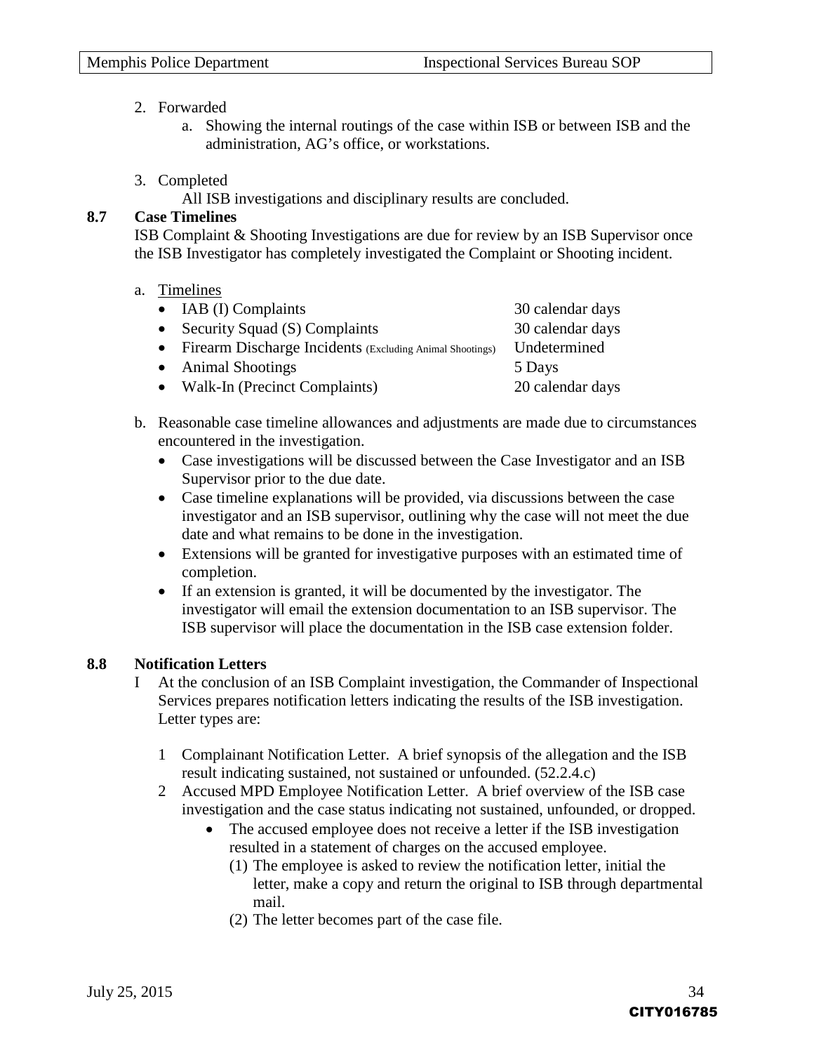2. Forwarded
   a. Showing the internal routings of the case within ISB or between ISB and the administration, AG's office, or workstations.

3. Completed
   All ISB investigations and disciplinary results are concluded.

**8.7 Case Timelines**

ISB Complaint & Shooting Investigations are due for review by an ISB Supervisor once the ISB Investigator has completely investigated the Complaint or Shooting incident.

a. Timelines

| | |
|---|---|
| • IAB (I) Complaints | 30 calendar days |
| • Security Squad (S) Complaints | 30 calendar days |
| • Firearm Discharge Incidents (Excluding Animal Shootings) | Undetermined |
| • Animal Shootings | 5 Days |
| • Walk-In (Precinct Complaints) | 20 calendar days |

b. Reasonable case timeline allowances and adjustments are made due to circumstances encountered in the investigation.
   - Case investigations will be discussed between the Case Investigator and an ISB Supervisor prior to the due date.
   - Case timeline explanations will be provided, via discussions between the case investigator and an ISB supervisor, outlining why the case will not meet the due date and what remains to be done in the investigation.
   - Extensions will be granted for investigative purposes with an estimated time of completion.
   - If an extension is granted, it will be documented by the investigator. The investigator will email the extension documentation to an ISB supervisor. The ISB supervisor will place the documentation in the ISB case extension folder.

**8.8 Notification Letters**

I At the conclusion of an ISB Complaint investigation, the Commander of Inspectional Services prepares notification letters indicating the results of the ISB investigation. Letter types are:

1 Complainant Notification Letter. A brief synopsis of the allegation and the ISB result indicating sustained, not sustained or unfounded. (52.2.4.c)

2 Accused MPD Employee Notification Letter. A brief overview of the ISB case investigation and the case status indicating not sustained, unfounded, or dropped.
   - The accused employee does not receive a letter if the ISB investigation resulted in a statement of charges on the accused employee.
     (1) The employee is asked to review the notification letter, initial the letter, make a copy and return the original to ISB through departmental mail.
     (2) The letter becomes part of the case file.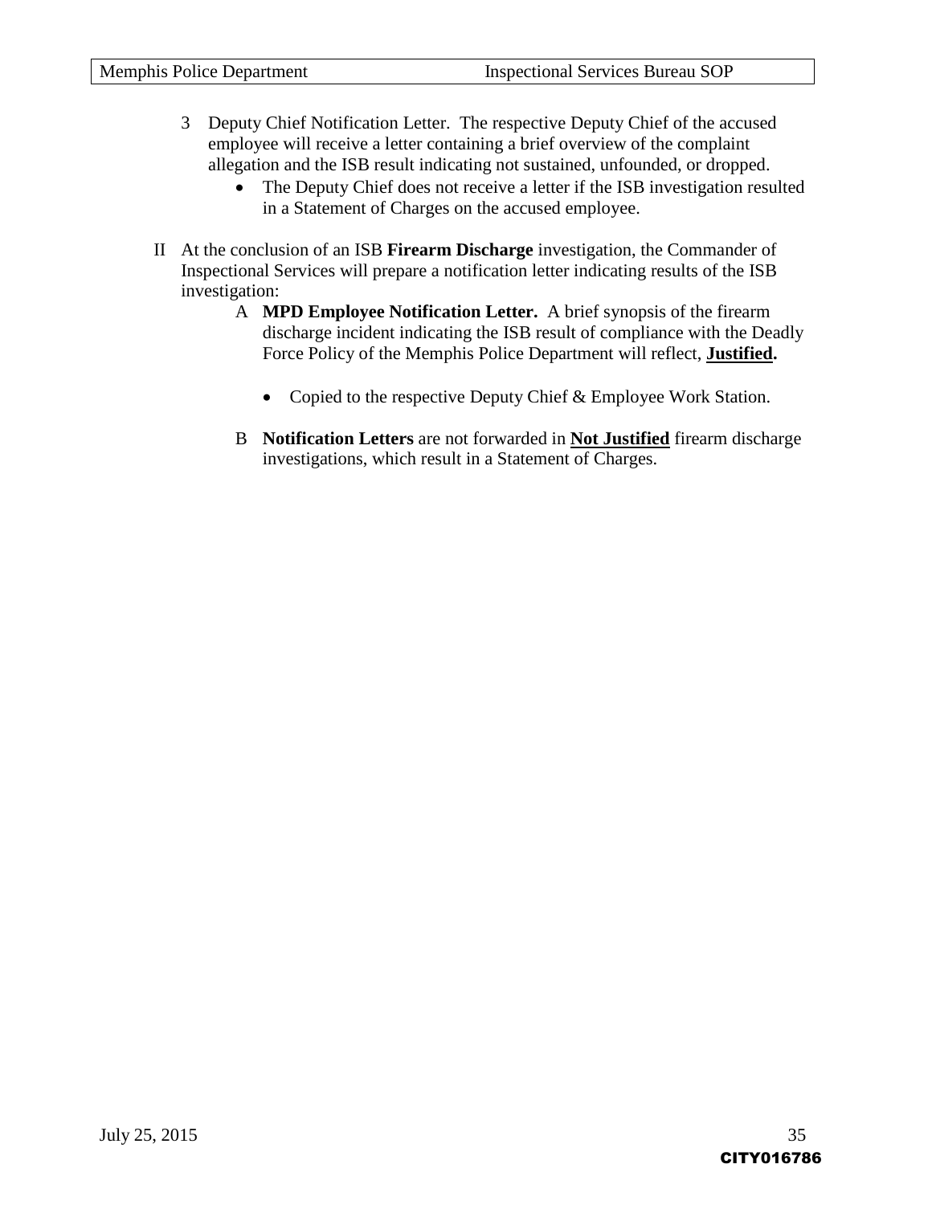3 Deputy Chief Notification Letter. The respective Deputy Chief of the accused employee will receive a letter containing a brief overview of the complaint allegation and the ISB result indicating not sustained, unfounded, or dropped.
   - The Deputy Chief does not receive a letter if the ISB investigation resulted in a Statement of Charges on the accused employee.

II At the conclusion of an ISB **Firearm Discharge** investigation, the Commander of Inspectional Services will prepare a notification letter indicating results of the ISB investigation:

A **MPD Employee Notification Letter.** A brief synopsis of the firearm discharge incident indicating the ISB result of compliance with the Deadly Force Policy of the Memphis Police Department will reflect, **<u>Justified</u>.**

   - Copied to the respective Deputy Chief & Employee Work Station.

B **Notification Letters** are not forwarded in **<u>Not Justified</u>** firearm discharge investigations, which result in a Statement of Charges.

July 25, 2015

CITY016786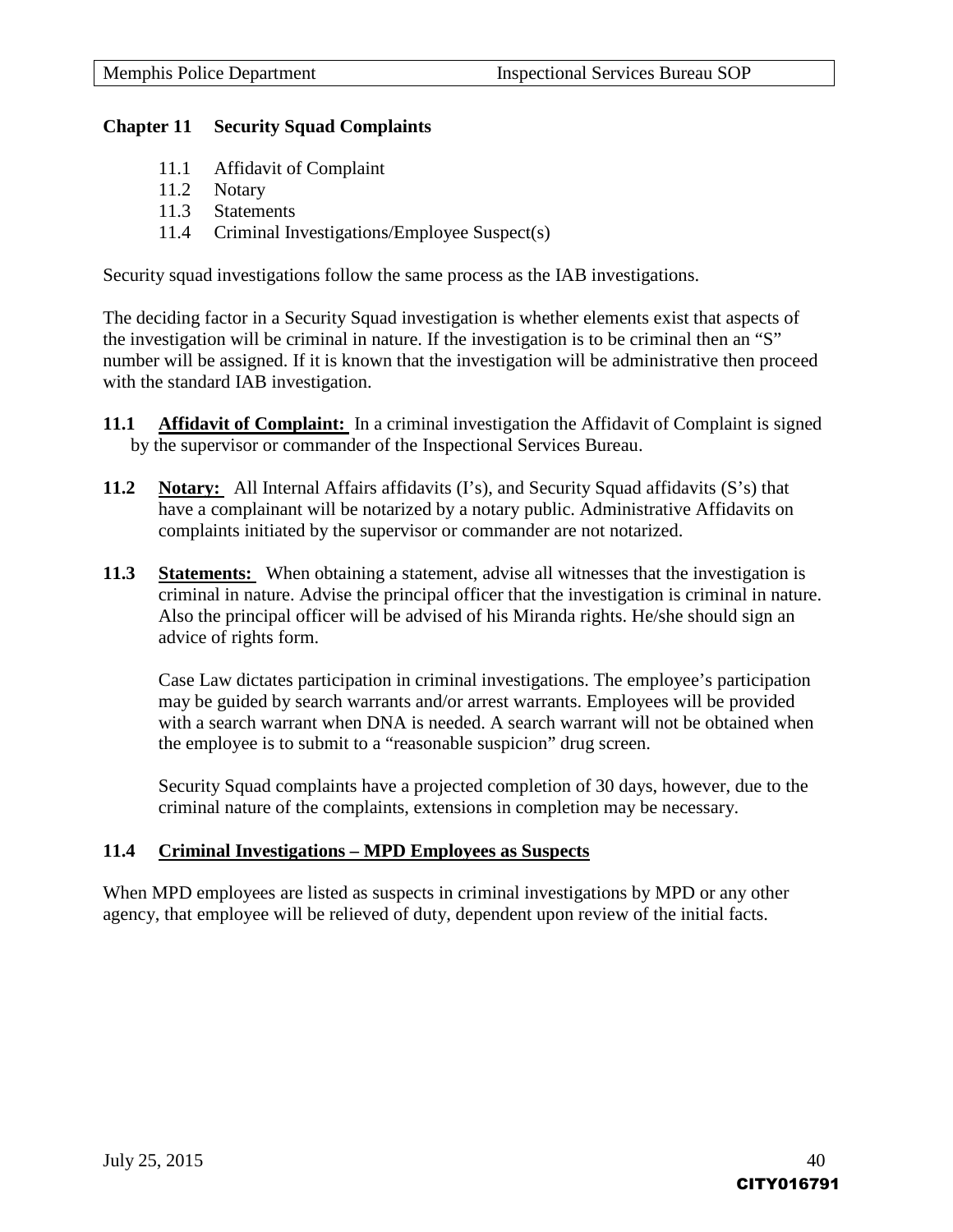## Chapter 11 Security Squad Complaints

- 11.1 Affidavit of Complaint
- 11.2 Notary
- 11.3 Statements
- 11.4 Criminal Investigations/Employee Suspect(s)

Security squad investigations follow the same process as the IAB investigations.

The deciding factor in a Security Squad investigation is whether elements exist that aspects of the investigation will be criminal in nature. If the investigation is to be criminal then an "S" number will be assigned. If it is known that the investigation will be administrative then proceed with the standard IAB investigation.

**11.1 Affidavit of Complaint:** In a criminal investigation the Affidavit of Complaint is signed by the supervisor or commander of the Inspectional Services Bureau.

**11.2 Notary:** All Internal Affairs affidavits (I's), and Security Squad affidavits (S's) that have a complainant will be notarized by a notary public. Administrative Affidavits on complaints initiated by the supervisor or commander are not notarized.

**11.3 Statements:** When obtaining a statement, advise all witnesses that the investigation is criminal in nature. Advise the principal officer that the investigation is criminal in nature. Also the principal officer will be advised of his Miranda rights. He/she should sign an advice of rights form.

Case Law dictates participation in criminal investigations. The employee's participation may be guided by search warrants and/or arrest warrants. Employees will be provided with a search warrant when DNA is needed. A search warrant will not be obtained when the employee is to submit to a "reasonable suspicion" drug screen.

Security Squad complaints have a projected completion of 30 days, however, due to the criminal nature of the complaints, extensions in completion may be necessary.

### 11.4 Criminal Investigations – MPD Employees as Suspects

When MPD employees are listed as suspects in criminal investigations by MPD or any other agency, that employee will be relieved of duty, dependent upon review of the initial facts.